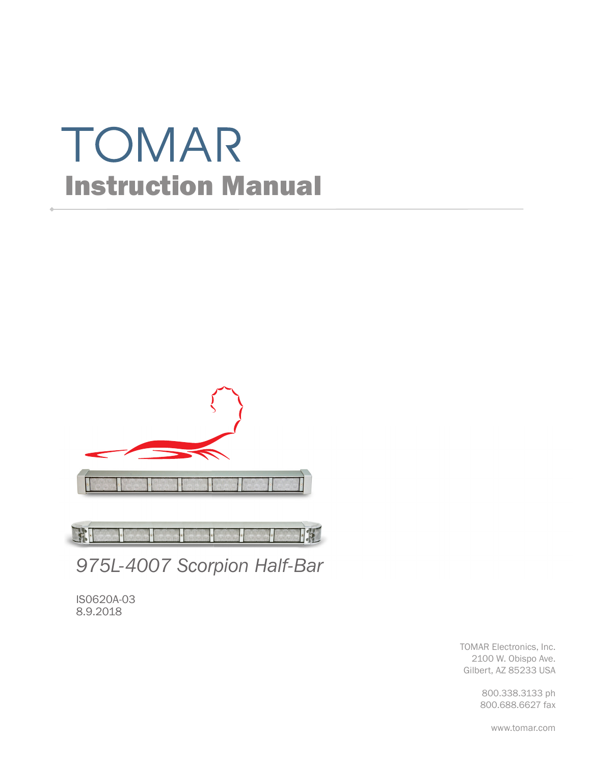# TOMAR

## Instruction Manual

*975L-4007 Scorpion Half-Bar*

IS0620A-03
8.9.2018

TOMAR Electronics, Inc.
2100 W. Obispo Ave.
Gilbert, AZ 85233 USA

800.338.3133 ph
800.688.6627 fax

www.tomar.com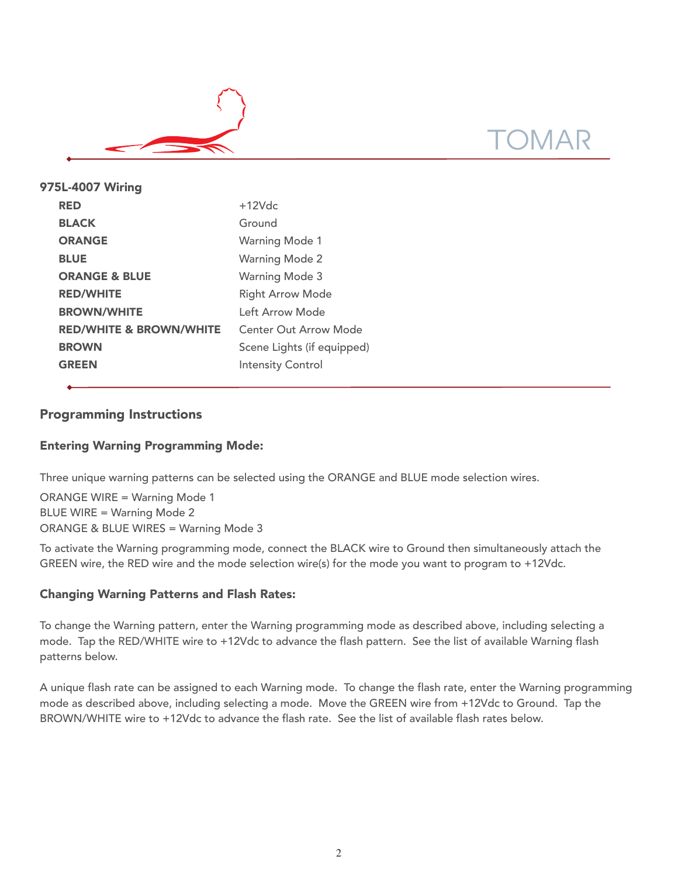## 975L-4007 Wiring

| | |
|---|---|
| **RED** | +12Vdc |
| **BLACK** | Ground |
| **ORANGE** | Warning Mode 1 |
| **BLUE** | Warning Mode 2 |
| **ORANGE & BLUE** | Warning Mode 3 |
| **RED/WHITE** | Right Arrow Mode |
| **BROWN/WHITE** | Left Arrow Mode |
| **RED/WHITE & BROWN/WHITE** | Center Out Arrow Mode |
| **BROWN** | Scene Lights (if equipped) |
| **GREEN** | Intensity Control |

## Programming Instructions

### Entering Warning Programming Mode:

Three unique warning patterns can be selected using the ORANGE and BLUE mode selection wires.

ORANGE WIRE = Warning Mode 1
BLUE WIRE = Warning Mode 2
ORANGE & BLUE WIRES = Warning Mode 3

To activate the Warning programming mode, connect the BLACK wire to Ground then simultaneously attach the GREEN wire, the RED wire and the mode selection wire(s) for the mode you want to program to +12Vdc.

### Changing Warning Patterns and Flash Rates:

To change the Warning pattern, enter the Warning programming mode as described above, including selecting a mode. Tap the RED/WHITE wire to +12Vdc to advance the flash pattern. See the list of available Warning flash patterns below.

A unique flash rate can be assigned to each Warning mode. To change the flash rate, enter the Warning programming mode as described above, including selecting a mode. Move the GREEN wire from +12Vdc to Ground. Tap the BROWN/WHITE wire to +12Vdc to advance the flash rate. See the list of available flash rates below.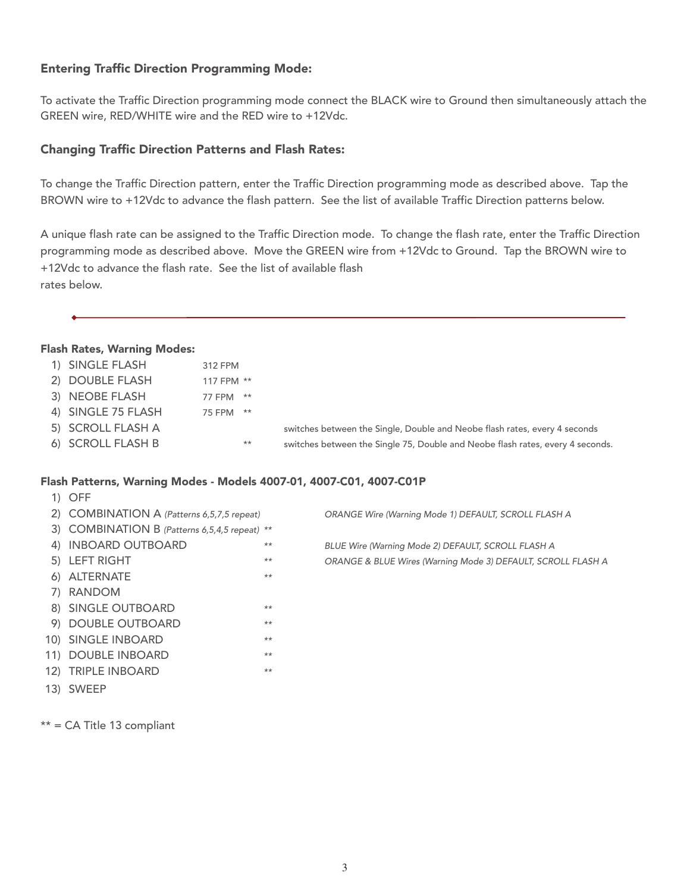### Entering Traffic Direction Programming Mode:

To activate the Traffic Direction programming mode connect the BLACK wire to Ground then simultaneously attach the GREEN wire, RED/WHITE wire and the RED wire to +12Vdc.

### Changing Traffic Direction Patterns and Flash Rates:

To change the Traffic Direction pattern, enter the Traffic Direction programming mode as described above. Tap the BROWN wire to +12Vdc to advance the flash pattern. See the list of available Traffic Direction patterns below.

A unique flash rate can be assigned to the Traffic Direction mode. To change the flash rate, enter the Traffic Direction programming mode as described above. Move the GREEN wire from +12Vdc to Ground. Tap the BROWN wire to +12Vdc to advance the flash rate. See the list of available flash rates below.

---

**Flash Rates, Warning Modes:**

| | | | |
|---|---|---|---|
| 1) SINGLE FLASH | 312 FPM | | |
| 2) DOUBLE FLASH | 117 FPM | ** | |
| 3) NEOBE FLASH | 77 FPM | ** | |
| 4) SINGLE 75 FLASH | 75 FPM | ** | |
| 5) SCROLL FLASH A | | | switches between the Single, Double and Neobe flash rates, every 4 seconds |
| 6) SCROLL FLASH B | | ** | switches between the Single 75, Double and Neobe flash rates, every 4 seconds. |

**Flash Patterns, Warning Modes - Models 4007-01, 4007-C01, 4007-C01P**

| | | |
|---|---|---|
| 1) OFF | | |
| 2) COMBINATION A *(Patterns 6,5,7,5 repeat)* | | *ORANGE Wire (Warning Mode 1) DEFAULT, SCROLL FLASH A* |
| 3) COMBINATION B *(Patterns 6,5,4,5 repeat)* | ** | |
| 4) INBOARD OUTBOARD | ** | *BLUE Wire (Warning Mode 2) DEFAULT, SCROLL FLASH A* |
| 5) LEFT RIGHT | ** | *ORANGE & BLUE Wires (Warning Mode 3) DEFAULT, SCROLL FLASH A* |
| 6) ALTERNATE | ** | |
| 7) RANDOM | | |
| 8) SINGLE OUTBOARD | ** | |
| 9) DOUBLE OUTBOARD | ** | |
| 10) SINGLE INBOARD | ** | |
| 11) DOUBLE INBOARD | ** | |
| 12) TRIPLE INBOARD | ** | |
| 13) SWEEP | | |

** = CA Title 13 compliant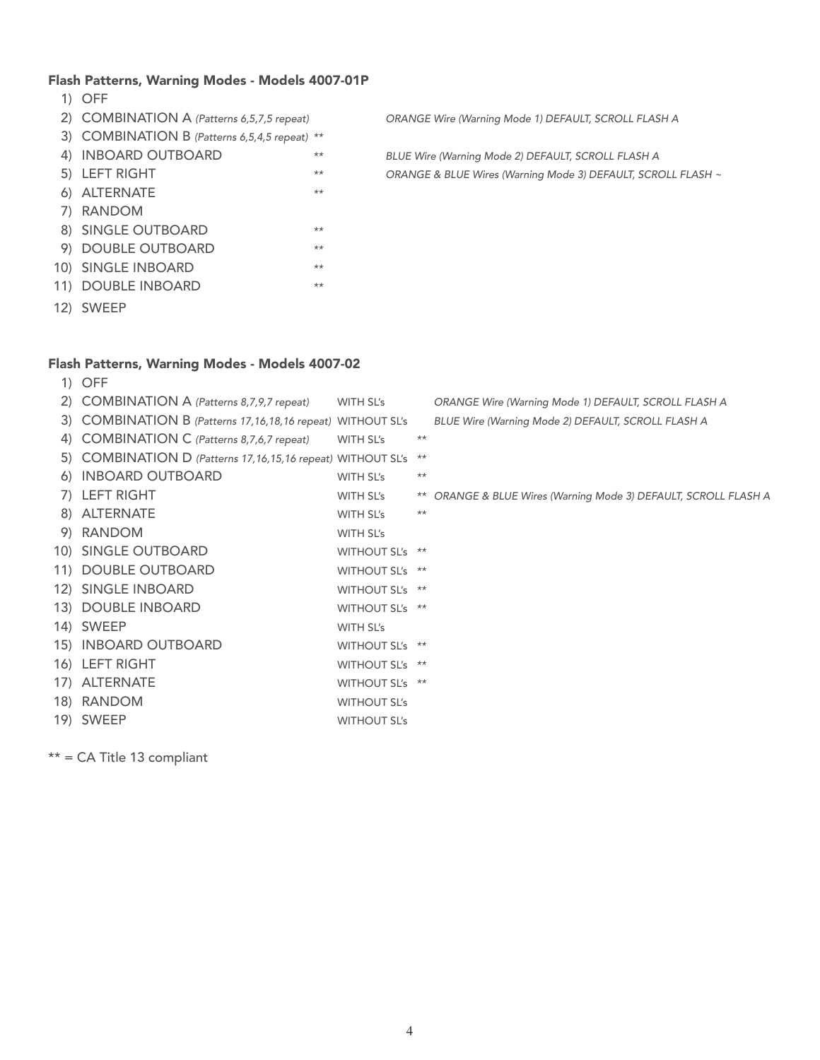### Flash Patterns, Warning Modes - Models 4007-01P

| # | Pattern | CA Title 13 | Notes |
|---|---|---|---|
| 1) | OFF | | |
| 2) | COMBINATION A *(Patterns 6,5,7,5 repeat)* | | *ORANGE Wire (Warning Mode 1) DEFAULT, SCROLL FLASH A* |
| 3) | COMBINATION B *(Patterns 6,5,4,5 repeat)* | ** | |
| 4) | INBOARD OUTBOARD | ** | *BLUE Wire (Warning Mode 2) DEFAULT, SCROLL FLASH A* |
| 5) | LEFT RIGHT | ** | *ORANGE & BLUE Wires (Warning Mode 3) DEFAULT, SCROLL FLASH ~* |
| 6) | ALTERNATE | ** | |
| 7) | RANDOM | | |
| 8) | SINGLE OUTBOARD | ** | |
| 9) | DOUBLE OUTBOARD | ** | |
| 10) | SINGLE INBOARD | ** | |
| 11) | DOUBLE INBOARD | ** | |
| 12) | SWEEP | | |

### Flash Patterns, Warning Modes - Models 4007-02

| # | Pattern | SL's | CA Title 13 | Notes |
|---|---|---|---|---|
| 1) | OFF | | | |
| 2) | COMBINATION A *(Patterns 8,7,9,7 repeat)* | WITH SL's | | *ORANGE Wire (Warning Mode 1) DEFAULT, SCROLL FLASH A* |
| 3) | COMBINATION B *(Patterns 17,16,18,16 repeat)* | WITHOUT SL's | | *BLUE Wire (Warning Mode 2) DEFAULT, SCROLL FLASH A* |
| 4) | COMBINATION C *(Patterns 8,7,6,7 repeat)* | WITH SL's | ** | |
| 5) | COMBINATION D *(Patterns 17,16,15,16 repeat)* | WITHOUT SL's | ** | |
| 6) | INBOARD OUTBOARD | WITH SL's | ** | |
| 7) | LEFT RIGHT | WITH SL's | ** | *ORANGE & BLUE Wires (Warning Mode 3) DEFAULT, SCROLL FLASH A* |
| 8) | ALTERNATE | WITH SL's | ** | |
| 9) | RANDOM | WITH SL's | | |
| 10) | SINGLE OUTBOARD | WITHOUT SL's | ** | |
| 11) | DOUBLE OUTBOARD | WITHOUT SL's | ** | |
| 12) | SINGLE INBOARD | WITHOUT SL's | ** | |
| 13) | DOUBLE INBOARD | WITHOUT SL's | ** | |
| 14) | SWEEP | WITH SL's | | |
| 15) | INBOARD OUTBOARD | WITHOUT SL's | ** | |
| 16) | LEFT RIGHT | WITHOUT SL's | ** | |
| 17) | ALTERNATE | WITHOUT SL's | ** | |
| 18) | RANDOM | WITHOUT SL's | | |
| 19) | SWEEP | WITHOUT SL's | | |

** = CA Title 13 compliant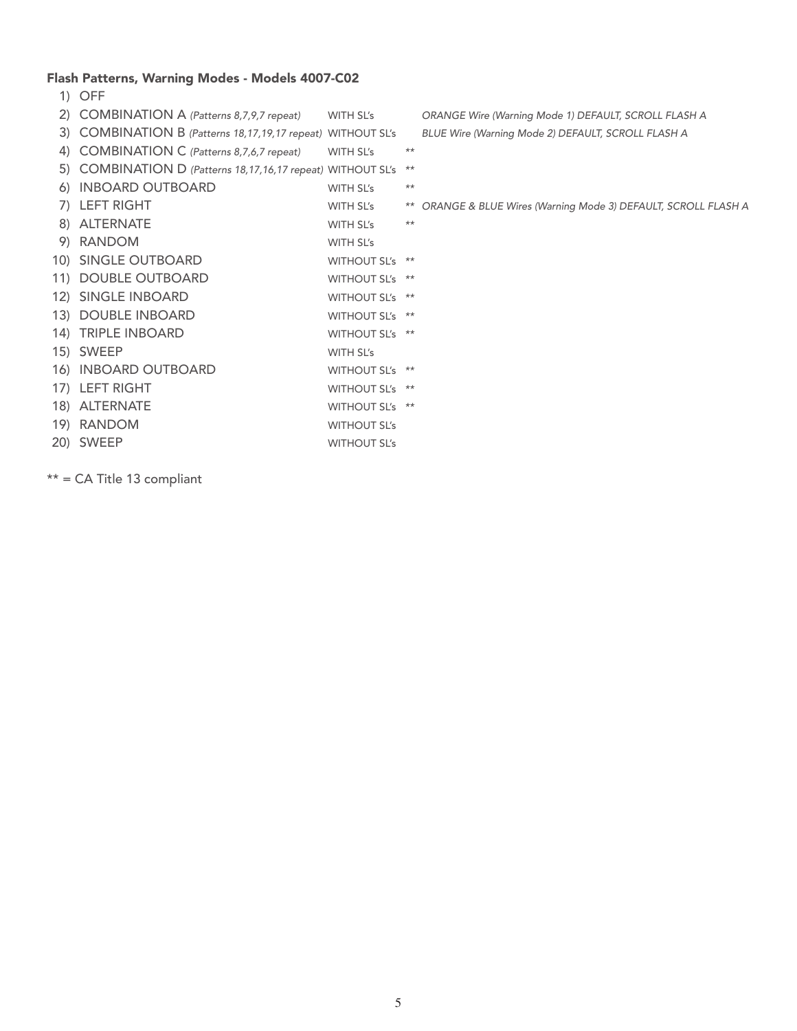### Flash Patterns, Warning Modes - Models 4007-C02

| # | Pattern | SL's | CA Title 13 | Notes |
|---|---|---|---|---|
| 1) | OFF | | | |
| 2) | COMBINATION A *(Patterns 8,7,9,7 repeat)* | WITH SL's | | *ORANGE Wire (Warning Mode 1) DEFAULT, SCROLL FLASH A* |
| 3) | COMBINATION B *(Patterns 18,17,19,17 repeat)* | WITHOUT SL's | | *BLUE Wire (Warning Mode 2) DEFAULT, SCROLL FLASH A* |
| 4) | COMBINATION C *(Patterns 8,7,6,7 repeat)* | WITH SL's | ** | |
| 5) | COMBINATION D *(Patterns 18,17,16,17 repeat)* | WITHOUT SL's | ** | |
| 6) | INBOARD OUTBOARD | WITH SL's | ** | |
| 7) | LEFT RIGHT | WITH SL's | ** | *ORANGE & BLUE Wires (Warning Mode 3) DEFAULT, SCROLL FLASH A* |
| 8) | ALTERNATE | WITH SL's | ** | |
| 9) | RANDOM | WITH SL's | | |
| 10) | SINGLE OUTBOARD | WITHOUT SL's | ** | |
| 11) | DOUBLE OUTBOARD | WITHOUT SL's | ** | |
| 12) | SINGLE INBOARD | WITHOUT SL's | ** | |
| 13) | DOUBLE INBOARD | WITHOUT SL's | ** | |
| 14) | TRIPLE INBOARD | WITHOUT SL's | ** | |
| 15) | SWEEP | WITH SL's | | |
| 16) | INBOARD OUTBOARD | WITHOUT SL's | ** | |
| 17) | LEFT RIGHT | WITHOUT SL's | ** | |
| 18) | ALTERNATE | WITHOUT SL's | ** | |
| 19) | RANDOM | WITHOUT SL's | | |
| 20) | SWEEP | WITHOUT SL's | | |

** = CA Title 13 compliant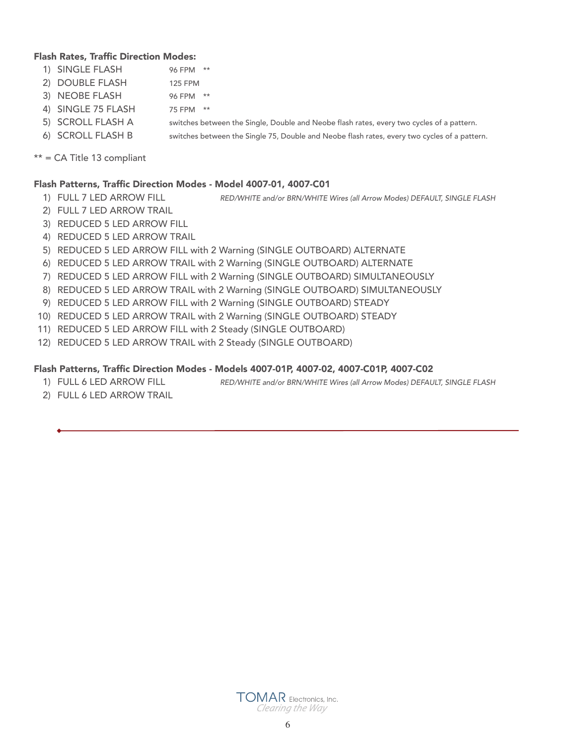**Flash Rates, Traffic Direction Modes:**

1) SINGLE FLASH 96 FPM **
2) DOUBLE FLASH 125 FPM
3) NEOBE FLASH 96 FPM **
4) SINGLE 75 FLASH 75 FPM **
5) SCROLL FLASH A switches between the Single, Double and Neobe flash rates, every two cycles of a pattern.
6) SCROLL FLASH B switches between the Single 75, Double and Neobe flash rates, every two cycles of a pattern.

** = CA Title 13 compliant

**Flash Patterns, Traffic Direction Modes - Model 4007-01, 4007-C01**

1) FULL 7 LED ARROW FILL *RED/WHITE and/or BRN/WHITE Wires (all Arrow Modes) DEFAULT, SINGLE FLASH*
2) FULL 7 LED ARROW TRAIL
3) REDUCED 5 LED ARROW FILL
4) REDUCED 5 LED ARROW TRAIL
5) REDUCED 5 LED ARROW FILL with 2 Warning (SINGLE OUTBOARD) ALTERNATE
6) REDUCED 5 LED ARROW TRAIL with 2 Warning (SINGLE OUTBOARD) ALTERNATE
7) REDUCED 5 LED ARROW FILL with 2 Warning (SINGLE OUTBOARD) SIMULTANEOUSLY
8) REDUCED 5 LED ARROW TRAIL with 2 Warning (SINGLE OUTBOARD) SIMULTANEOUSLY
9) REDUCED 5 LED ARROW FILL with 2 Warning (SINGLE OUTBOARD) STEADY
10) REDUCED 5 LED ARROW TRAIL with 2 Warning (SINGLE OUTBOARD) STEADY
11) REDUCED 5 LED ARROW FILL with 2 Steady (SINGLE OUTBOARD)
12) REDUCED 5 LED ARROW TRAIL with 2 Steady (SINGLE OUTBOARD)

**Flash Patterns, Traffic Direction Modes - Models 4007-01P, 4007-02, 4007-C01P, 4007-C02**

1) FULL 6 LED ARROW FILL *RED/WHITE and/or BRN/WHITE Wires (all Arrow Modes) DEFAULT, SINGLE FLASH*
2) FULL 6 LED ARROW TRAIL

TOMAR Electronics, Inc.
*Clearing the Way*